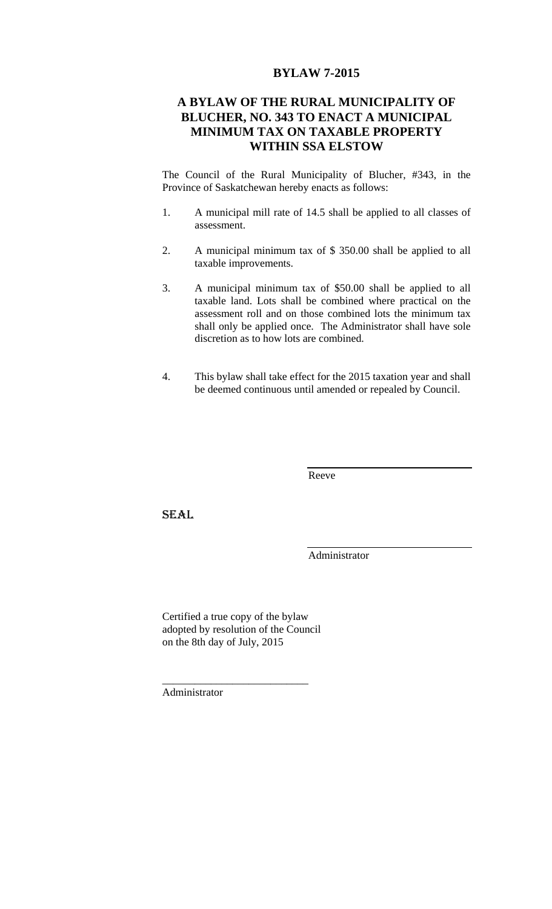# BYLAW 7-2015

## A BYLAW OF THE RURAL MUNICIPALITY OF BLUCHER, NO. 343 TO ENACT A MUNICIPAL MINIMUM TAX ON TAXABLE PROPERTY WITHIN SSA ELSTOW

The Council of the Rural Municipality of Blucher, #343, in the Province of Saskatchewan hereby enacts as follows:

1. A municipal mill rate of 14.5 shall be applied to all classes of assessment.

2. A municipal minimum tax of $ 350.00 shall be applied to all taxable improvements.

3. A municipal minimum tax of $50.00 shall be applied to all taxable land. Lots shall be combined where practical on the assessment roll and on those combined lots the minimum tax shall only be applied once. The Administrator shall have sole discretion as to how lots are combined.

4. This bylaw shall take effect for the 2015 taxation year and shall be deemed continuous until amended or repealed by Council.

\_\_\_\_\_\_\_\_\_\_\_\_\_\_\_\_\_\_\_\_\_\_\_\_\_\_\_
Reeve

SEAL

\_\_\_\_\_\_\_\_\_\_\_\_\_\_\_\_\_\_\_\_\_\_\_\_\_\_\_
Administrator

Certified a true copy of the bylaw adopted by resolution of the Council on the 8th day of July, 2015

\_\_\_\_\_\_\_\_\_\_\_\_\_\_\_\_\_\_\_\_\_\_\_\_\_\_\_
Administrator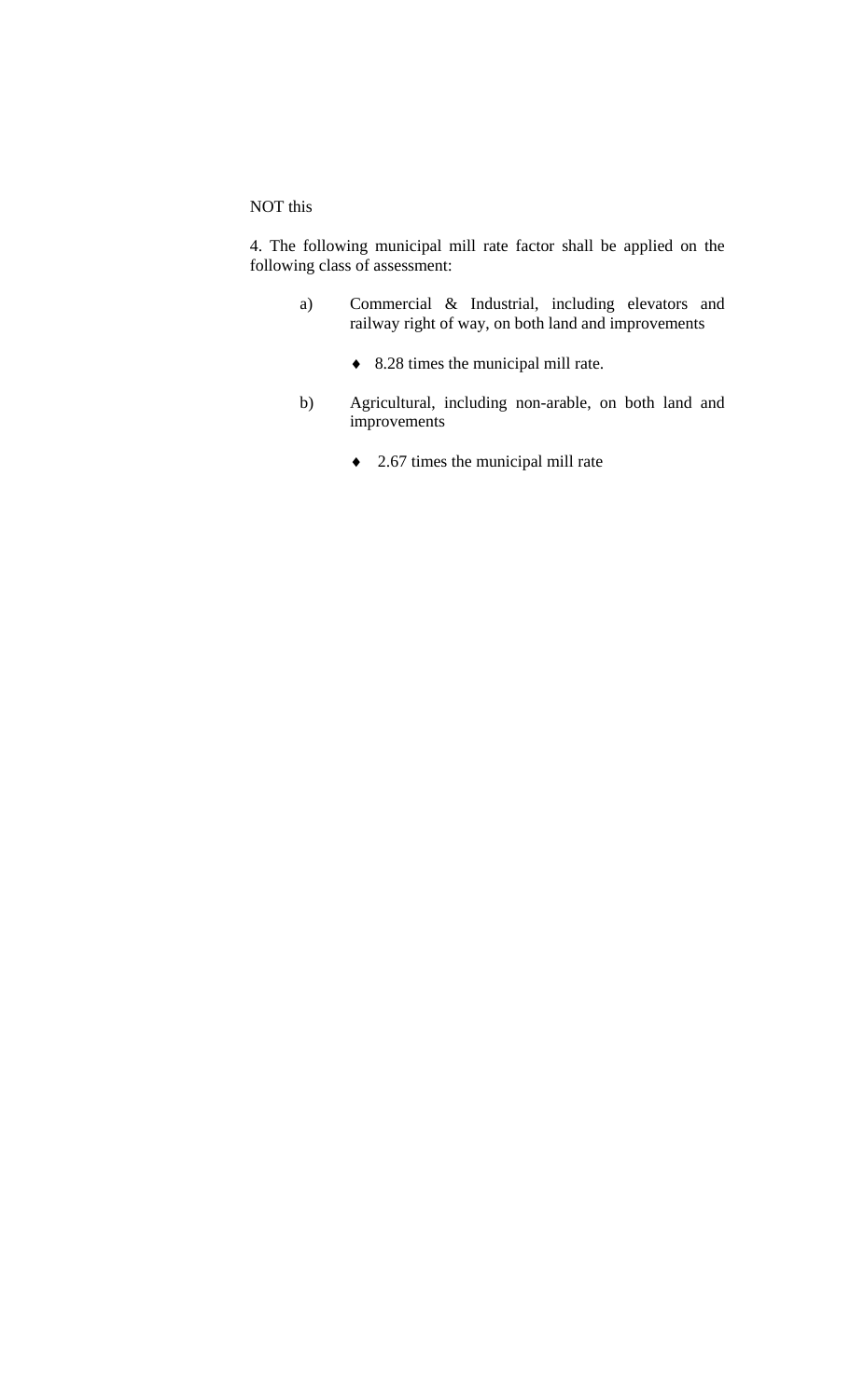NOT this

4. The following municipal mill rate factor shall be applied on the following class of assessment:

a) Commercial & Industrial, including elevators and railway right of way, on both land and improvements

- 8.28 times the municipal mill rate.

b) Agricultural, including non-arable, on both land and improvements

- 2.67 times the municipal mill rate